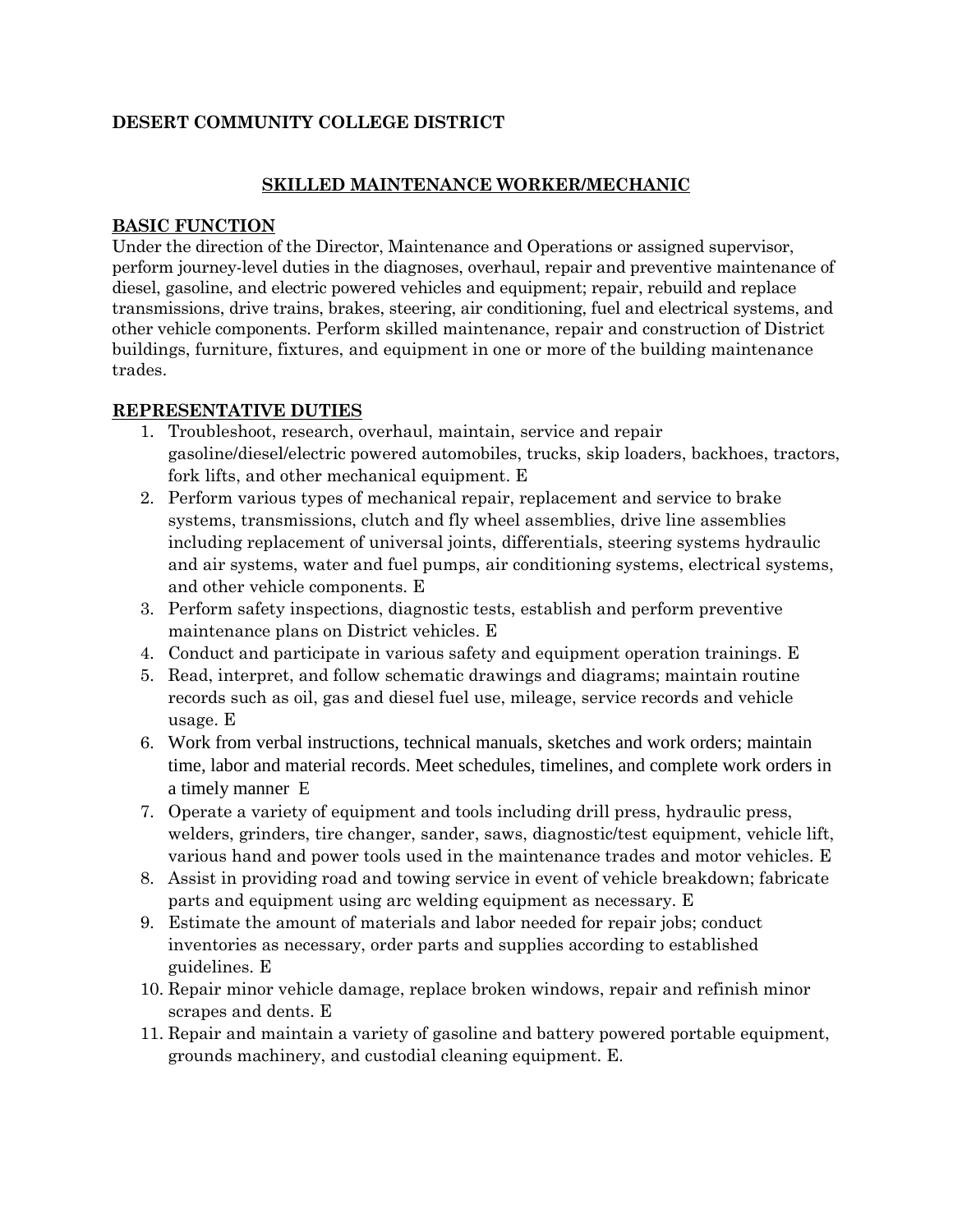**DESERT COMMUNITY COLLEGE DISTRICT**

# SKILLED MAINTENANCE WORKER/MECHANIC

## BASIC FUNCTION

Under the direction of the Director, Maintenance and Operations or assigned supervisor, perform journey-level duties in the diagnoses, overhaul, repair and preventive maintenance of diesel, gasoline, and electric powered vehicles and equipment; repair, rebuild and replace transmissions, drive trains, brakes, steering, air conditioning, fuel and electrical systems, and other vehicle components. Perform skilled maintenance, repair and construction of District buildings, furniture, fixtures, and equipment in one or more of the building maintenance trades.

## REPRESENTATIVE DUTIES

1. Troubleshoot, research, overhaul, maintain, service and repair gasoline/diesel/electric powered automobiles, trucks, skip loaders, backhoes, tractors, fork lifts, and other mechanical equipment. E
2. Perform various types of mechanical repair, replacement and service to brake systems, transmissions, clutch and fly wheel assemblies, drive line assemblies including replacement of universal joints, differentials, steering systems hydraulic and air systems, water and fuel pumps, air conditioning systems, electrical systems, and other vehicle components. E
3. Perform safety inspections, diagnostic tests, establish and perform preventive maintenance plans on District vehicles. E
4. Conduct and participate in various safety and equipment operation trainings. E
5. Read, interpret, and follow schematic drawings and diagrams; maintain routine records such as oil, gas and diesel fuel use, mileage, service records and vehicle usage. E
6. Work from verbal instructions, technical manuals, sketches and work orders; maintain time, labor and material records. Meet schedules, timelines, and complete work orders in a timely manner E
7. Operate a variety of equipment and tools including drill press, hydraulic press, welders, grinders, tire changer, sander, saws, diagnostic/test equipment, vehicle lift, various hand and power tools used in the maintenance trades and motor vehicles. E
8. Assist in providing road and towing service in event of vehicle breakdown; fabricate parts and equipment using arc welding equipment as necessary. E
9. Estimate the amount of materials and labor needed for repair jobs; conduct inventories as necessary, order parts and supplies according to established guidelines. E
10. Repair minor vehicle damage, replace broken windows, repair and refinish minor scrapes and dents. E
11. Repair and maintain a variety of gasoline and battery powered portable equipment, grounds machinery, and custodial cleaning equipment. E.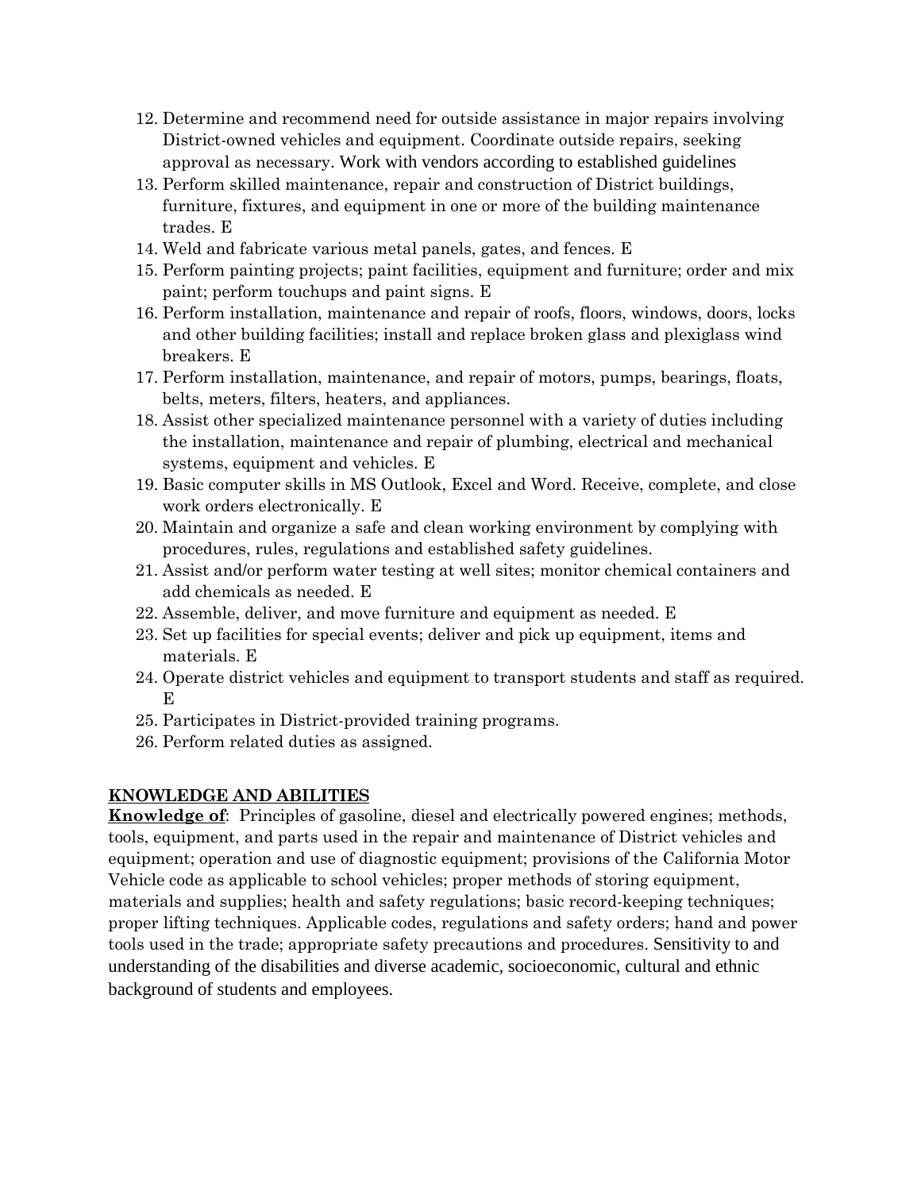12. Determine and recommend need for outside assistance in major repairs involving District-owned vehicles and equipment. Coordinate outside repairs, seeking approval as necessary. Work with vendors according to established guidelines
13. Perform skilled maintenance, repair and construction of District buildings, furniture, fixtures, and equipment in one or more of the building maintenance trades. E
14. Weld and fabricate various metal panels, gates, and fences. E
15. Perform painting projects; paint facilities, equipment and furniture; order and mix paint; perform touchups and paint signs. E
16. Perform installation, maintenance and repair of roofs, floors, windows, doors, locks and other building facilities; install and replace broken glass and plexiglass wind breakers. E
17. Perform installation, maintenance, and repair of motors, pumps, bearings, floats, belts, meters, filters, heaters, and appliances.
18. Assist other specialized maintenance personnel with a variety of duties including the installation, maintenance and repair of plumbing, electrical and mechanical systems, equipment and vehicles. E
19. Basic computer skills in MS Outlook, Excel and Word. Receive, complete, and close work orders electronically. E
20. Maintain and organize a safe and clean working environment by complying with procedures, rules, regulations and established safety guidelines.
21. Assist and/or perform water testing at well sites; monitor chemical containers and add chemicals as needed. E
22. Assemble, deliver, and move furniture and equipment as needed. E
23. Set up facilities for special events; deliver and pick up equipment, items and materials. E
24. Operate district vehicles and equipment to transport students and staff as required. E
25. Participates in District-provided training programs.
26. Perform related duties as assigned.

## KNOWLEDGE AND ABILITIES

**Knowledge of**: Principles of gasoline, diesel and electrically powered engines; methods, tools, equipment, and parts used in the repair and maintenance of District vehicles and equipment; operation and use of diagnostic equipment; provisions of the California Motor Vehicle code as applicable to school vehicles; proper methods of storing equipment, materials and supplies; health and safety regulations; basic record-keeping techniques; proper lifting techniques. Applicable codes, regulations and safety orders; hand and power tools used in the trade; appropriate safety precautions and procedures. Sensitivity to and understanding of the disabilities and diverse academic, socioeconomic, cultural and ethnic background of students and employees.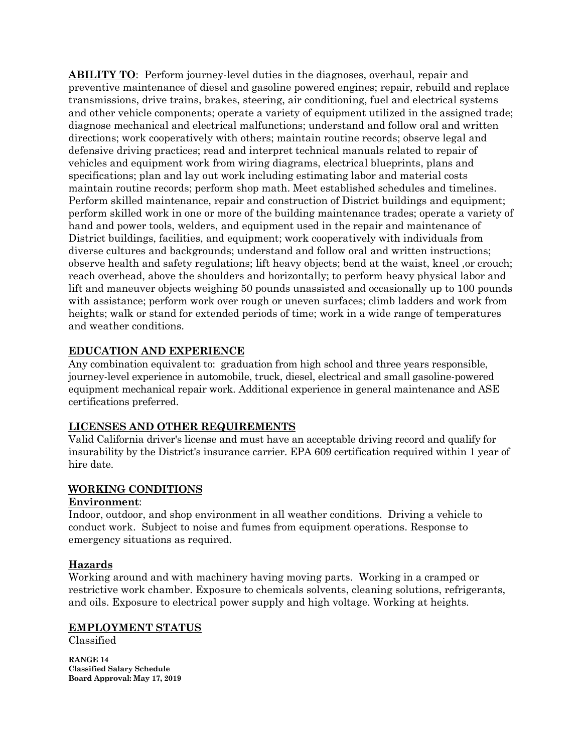**ABILITY TO**: Perform journey-level duties in the diagnoses, overhaul, repair and preventive maintenance of diesel and gasoline powered engines; repair, rebuild and replace transmissions, drive trains, brakes, steering, air conditioning, fuel and electrical systems and other vehicle components; operate a variety of equipment utilized in the assigned trade; diagnose mechanical and electrical malfunctions; understand and follow oral and written directions; work cooperatively with others; maintain routine records; observe legal and defensive driving practices; read and interpret technical manuals related to repair of vehicles and equipment work from wiring diagrams, electrical blueprints, plans and specifications; plan and lay out work including estimating labor and material costs maintain routine records; perform shop math. Meet established schedules and timelines. Perform skilled maintenance, repair and construction of District buildings and equipment; perform skilled work in one or more of the building maintenance trades; operate a variety of hand and power tools, welders, and equipment used in the repair and maintenance of District buildings, facilities, and equipment; work cooperatively with individuals from diverse cultures and backgrounds; understand and follow oral and written instructions; observe health and safety regulations; lift heavy objects; bend at the waist, kneel ,or crouch; reach overhead, above the shoulders and horizontally; to perform heavy physical labor and lift and maneuver objects weighing 50 pounds unassisted and occasionally up to 100 pounds with assistance; perform work over rough or uneven surfaces; climb ladders and work from heights; walk or stand for extended periods of time; work in a wide range of temperatures and weather conditions.

## EDUCATION AND EXPERIENCE

Any combination equivalent to: graduation from high school and three years responsible, journey-level experience in automobile, truck, diesel, electrical and small gasoline-powered equipment mechanical repair work. Additional experience in general maintenance and ASE certifications preferred.

## LICENSES AND OTHER REQUIREMENTS

Valid California driver's license and must have an acceptable driving record and qualify for insurability by the District's insurance carrier. EPA 609 certification required within 1 year of hire date.

## WORKING CONDITIONS

### Environment:

Indoor, outdoor, and shop environment in all weather conditions. Driving a vehicle to conduct work. Subject to noise and fumes from equipment operations. Response to emergency situations as required.

### Hazards

Working around and with machinery having moving parts. Working in a cramped or restrictive work chamber. Exposure to chemicals solvents, cleaning solutions, refrigerants, and oils. Exposure to electrical power supply and high voltage. Working at heights.

## EMPLOYMENT STATUS

Classified

**RANGE 14**
**Classified Salary Schedule**
**Board Approval: May 17, 2019**